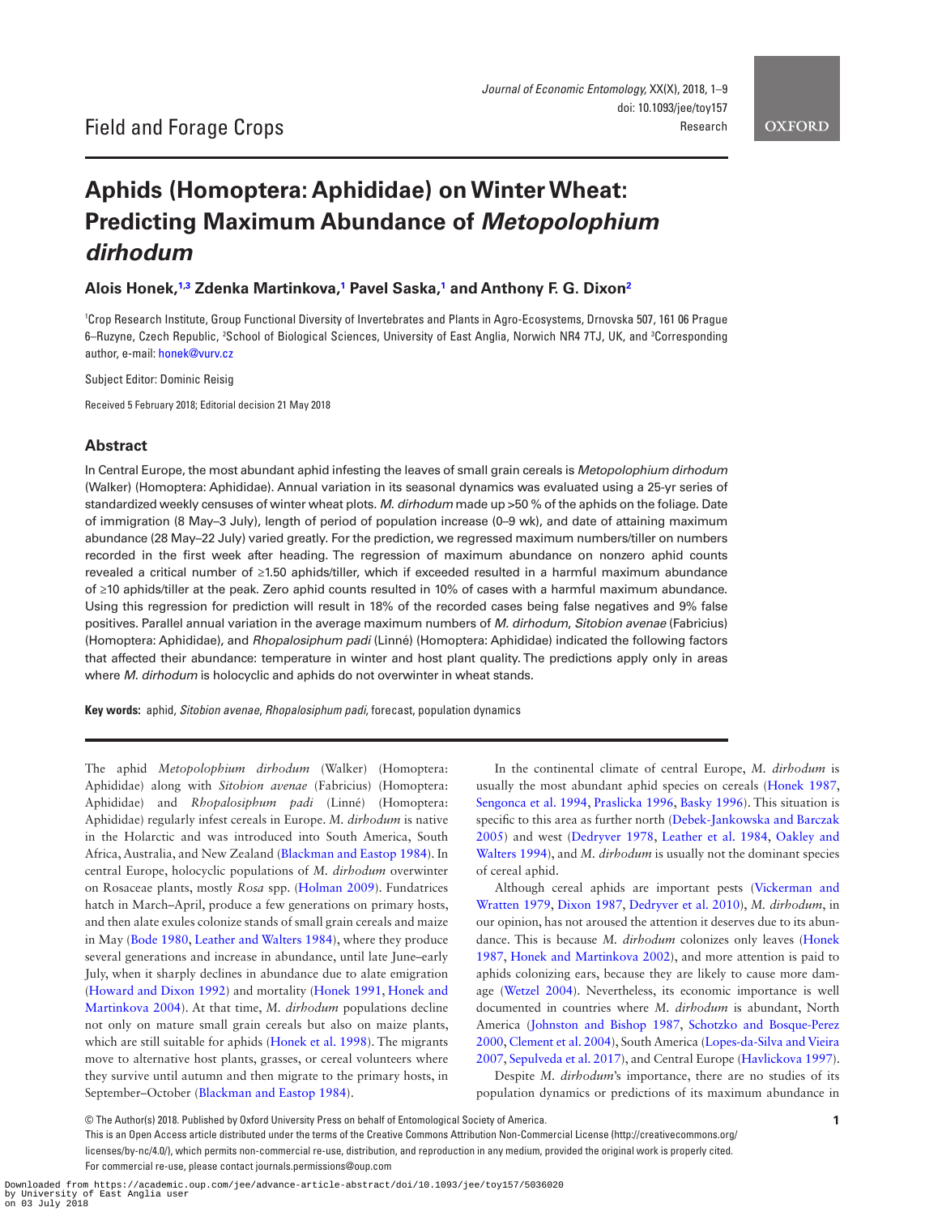Field and Forage Crops

# Aphids (Homoptera: Aphididae) on Winter Wheat: Predicting Maximum Abundance of *Metopolophium dirhodum*

**Alois Honek,[1,3] Zdenka Martinkova,[1] Pavel Saska,[1] and Anthony F. G. Dixon[2]**

[1]Crop Research Institute, Group Functional Diversity of Invertebrates and Plants in Agro-Ecosystems, Drnovska 507, 161 06 Prague 6–Ruzyne, Czech Republic, [2]School of Biological Sciences, University of East Anglia, Norwich NR4 7TJ, UK, and [3]Corresponding author, e-mail: honek@vurv.cz

Subject Editor: Dominic Reisig

Received 5 February 2018; Editorial decision 21 May 2018

## Abstract

In Central Europe, the most abundant aphid infesting the leaves of small grain cereals is *Metopolophium dirhodum* (Walker) (Homoptera: Aphididae). Annual variation in its seasonal dynamics was evaluated using a 25-yr series of standardized weekly censuses of winter wheat plots. *M. dirhodum* made up >50 % of the aphids on the foliage. Date of immigration (8 May–3 July), length of period of population increase (0–9 wk), and date of attaining maximum abundance (28 May–22 July) varied greatly. For the prediction, we regressed maximum numbers/tiller on numbers recorded in the first week after heading. The regression of maximum abundance on nonzero aphid counts revealed a critical number of ≥1.50 aphids/tiller, which if exceeded resulted in a harmful maximum abundance of ≥10 aphids/tiller at the peak. Zero aphid counts resulted in 10% of cases with a harmful maximum abundance. Using this regression for prediction will result in 18% of the recorded cases being false negatives and 9% false positives. Parallel annual variation in the average maximum numbers of *M. dirhodum*, *Sitobion avenae* (Fabricius) (Homoptera: Aphididae), and *Rhopalosiphum padi* (Linné) (Homoptera: Aphididae) indicated the following factors that affected their abundance: temperature in winter and host plant quality. The predictions apply only in areas where *M. dirhodum* is holocyclic and aphids do not overwinter in wheat stands.

**Key words:** aphid, *Sitobion avenae*, *Rhopalosiphum padi*, forecast, population dynamics

The aphid *Metopolophium dirhodum* (Walker) (Homoptera: Aphididae) along with *Sitobion avenae* (Fabricius) (Homoptera: Aphididae) and *Rhopalosiphum padi* (Linné) (Homoptera: Aphididae) regularly infest cereals in Europe. *M. dirhodum* is native in the Holarctic and was introduced into South America, South Africa, Australia, and New Zealand (Blackman and Eastop 1984). In central Europe, holocyclic populations of *M. dirhodum* overwinter on Rosaceae plants, mostly *Rosa* spp. (Holman 2009). Fundatrices hatch in March–April, produce a few generations on primary hosts, and then alate exules colonize stands of small grain cereals and maize in May (Bode 1980, Leather and Walters 1984), where they produce several generations and increase in abundance, until late June–early July, when it sharply declines in abundance due to alate emigration (Howard and Dixon 1992) and mortality (Honek 1991, Honek and Martinkova 2004). At that time, *M. dirhodum* populations decline not only on mature small grain cereals but also on maize plants, which are still suitable for aphids (Honek et al. 1998). The migrants move to alternative host plants, grasses, or cereal volunteers where they survive until autumn and then migrate to the primary hosts, in September–October (Blackman and Eastop 1984).

In the continental climate of central Europe, *M. dirhodum* is usually the most abundant aphid species on cereals (Honek 1987, Sengonca et al. 1994, Praslicka 1996, Basky 1996). This situation is specific to this area as further north (Debek-Jankowska and Barczak 2005) and west (Dedryver 1978, Leather et al. 1984, Oakley and Walters 1994), and *M. dirhodum* is usually not the dominant species of cereal aphid.

Although cereal aphids are important pests (Vickerman and Wratten 1979, Dixon 1987, Dedryver et al. 2010), *M. dirhodum*, in our opinion, has not aroused the attention it deserves due to its abundance. This is because *M. dirhodum* colonizes only leaves (Honek 1987, Honek and Martinkova 2002), and more attention is paid to aphids colonizing ears, because they are likely to cause more damage (Wetzel 2004). Nevertheless, its economic importance is well documented in countries where *M. dirhodum* is abundant, North America (Johnston and Bishop 1987, Schotzko and Bosque-Perez 2000, Clement et al. 2004), South America (Lopes-da-Silva and Vieira 2007, Sepulveda et al. 2017), and Central Europe (Havlickova 1997).

Despite *M. dirhodum*'s importance, there are no studies of its population dynamics or predictions of its maximum abundance in

© The Author(s) 2018. Published by Oxford University Press on behalf of Entomological Society of America.
This is an Open Access article distributed under the terms of the Creative Commons Attribution Non-Commercial License (http://creativecommons.org/licenses/by-nc/4.0/), which permits non-commercial re-use, distribution, and reproduction in any medium, provided the original work is properly cited. For commercial re-use, please contact journals.permissions@oup.com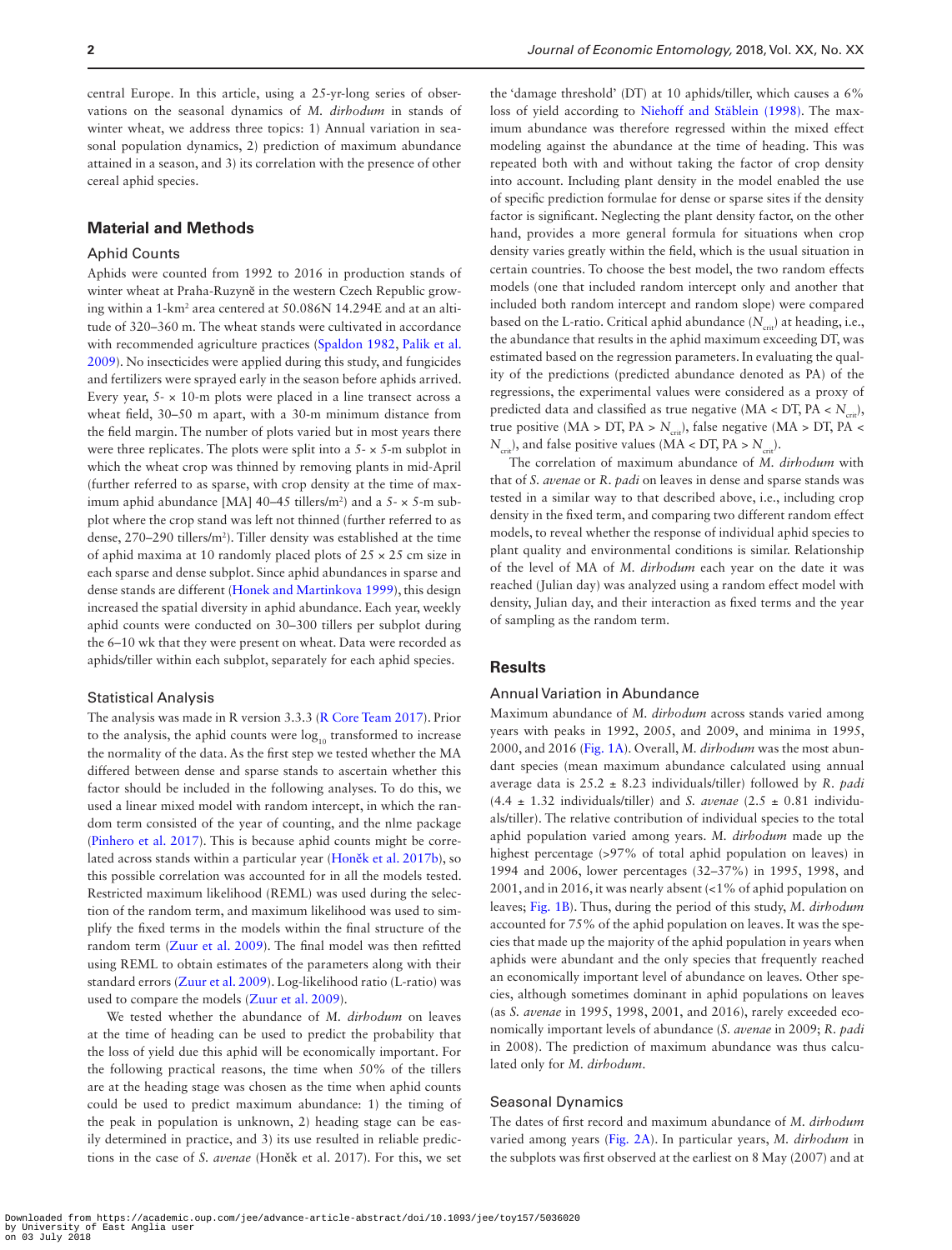central Europe. In this article, using a 25-yr-long series of observations on the seasonal dynamics of *M. dirhodum* in stands of winter wheat, we address three topics: 1) Annual variation in seasonal population dynamics, 2) prediction of maximum abundance attained in a season, and 3) its correlation with the presence of other cereal aphid species.

## Material and Methods

### Aphid Counts

Aphids were counted from 1992 to 2016 in production stands of winter wheat at Praha-Ruzyně in the western Czech Republic growing within a 1-km$^2$ area centered at 50.086N 14.294E and at an altitude of 320–360 m. The wheat stands were cultivated in accordance with recommended agriculture practices (Spaldon 1982, Palik et al. 2009). No insecticides were applied during this study, and fungicides and fertilizers were sprayed early in the season before aphids arrived. Every year, 5- × 10-m plots were placed in a line transect across a wheat field, 30–50 m apart, with a 30-m minimum distance from the field margin. The number of plots varied but in most years there were three replicates. The plots were split into a 5- × 5-m subplot in which the wheat crop was thinned by removing plants in mid-April (further referred to as sparse, with crop density at the time of maximum aphid abundance [MA] 40–45 tillers/m$^2$) and a 5- × 5-m subplot where the crop stand was left not thinned (further referred to as dense, 270–290 tillers/m$^2$). Tiller density was established at the time of aphid maxima at 10 randomly placed plots of 25 × 25 cm size in each sparse and dense subplot. Since aphid abundances in sparse and dense stands are different (Honek and Martinkova 1999), this design increased the spatial diversity in aphid abundance. Each year, weekly aphid counts were conducted on 30–300 tillers per subplot during the 6–10 wk that they were present on wheat. Data were recorded as aphids/tiller within each subplot, separately for each aphid species.

### Statistical Analysis

The analysis was made in R version 3.3.3 (R Core Team 2017). Prior to the analysis, the aphid counts were $\log_{10}$ transformed to increase the normality of the data. As the first step we tested whether the MA differed between dense and sparse stands to ascertain whether this factor should be included in the following analyses. To do this, we used a linear mixed model with random intercept, in which the random term consisted of the year of counting, and the nlme package (Pinhero et al. 2017). This is because aphid counts might be correlated across stands within a particular year (Honěk et al. 2017b), so this possible correlation was accounted for in all the models tested. Restricted maximum likelihood (REML) was used during the selection of the random term, and maximum likelihood was used to simplify the fixed terms in the models within the final structure of the random term (Zuur et al. 2009). The final model was then refitted using REML to obtain estimates of the parameters along with their standard errors (Zuur et al. 2009). Log-likelihood ratio (L-ratio) was used to compare the models (Zuur et al. 2009).

We tested whether the abundance of *M. dirhodum* on leaves at the time of heading can be used to predict the probability that the loss of yield due this aphid will be economically important. For the following practical reasons, the time when 50% of the tillers are at the heading stage was chosen as the time when aphid counts could be used to predict maximum abundance: 1) the timing of the peak in population is unknown, 2) heading stage can be easily determined in practice, and 3) its use resulted in reliable predictions in the case of *S. avenae* (Honěk et al. 2017). For this, we set the 'damage threshold' (DT) at 10 aphids/tiller, which causes a 6% loss of yield according to Niehoff and Stäblein (1998). The maximum abundance was therefore regressed within the mixed effect modeling against the abundance at the time of heading. This was repeated both with and without taking the factor of crop density into account. Including plant density in the model enabled the use of specific prediction formulae for dense or sparse sites if the density factor is significant. Neglecting the plant density factor, on the other hand, provides a more general formula for situations when crop density varies greatly within the field, which is the usual situation in certain countries. To choose the best model, the two random effects models (one that included random intercept only and another that included both random intercept and random slope) were compared based on the L-ratio. Critical aphid abundance ($N_{crit}$) at heading, i.e., the abundance that results in the aphid maximum exceeding DT, was estimated based on the regression parameters. In evaluating the quality of the predictions (predicted abundance denoted as PA) of the regressions, the experimental values were considered as a proxy of predicted data and classified as true negative (MA < DT, PA < $N_{crit}$), true positive (MA > DT, PA > $N_{crit}$), false negative (MA > DT, PA < $N_{crit}$), and false positive values (MA < DT, PA > $N_{crit}$).

The correlation of maximum abundance of *M. dirhodum* with that of *S. avenae* or *R. padi* on leaves in dense and sparse stands was tested in a similar way to that described above, i.e., including crop density in the fixed term, and comparing two different random effect models, to reveal whether the response of individual aphid species to plant quality and environmental conditions is similar. Relationship of the level of MA of *M. dirhodum* each year on the date it was reached (Julian day) was analyzed using a random effect model with density, Julian day, and their interaction as fixed terms and the year of sampling as the random term.

## Results

### Annual Variation in Abundance

Maximum abundance of *M. dirhodum* across stands varied among years with peaks in 1992, 2005, and 2009, and minima in 1995, 2000, and 2016 (Fig. 1A). Overall, *M. dirhodum* was the most abundant species (mean maximum abundance calculated using annual average data is 25.2 ± 8.23 individuals/tiller) followed by *R. padi* (4.4 ± 1.32 individuals/tiller) and *S. avenae* (2.5 ± 0.81 individuals/tiller). The relative contribution of individual species to the total aphid population varied among years. *M. dirhodum* made up the highest percentage (>97% of total aphid population on leaves) in 1994 and 2006, lower percentages (32–37%) in 1995, 1998, and 2001, and in 2016, it was nearly absent (<1% of aphid population on leaves; Fig. 1B). Thus, during the period of this study, *M. dirhodum* accounted for 75% of the aphid population on leaves. It was the species that made up the majority of the aphid population in years when aphids were abundant and the only species that frequently reached an economically important level of abundance on leaves. Other species, although sometimes dominant in aphid populations on leaves (as *S. avenae* in 1995, 1998, 2001, and 2016), rarely exceeded economically important levels of abundance (*S. avenae* in 2009; *R. padi* in 2008). The prediction of maximum abundance was thus calculated only for *M. dirhodum*.

### Seasonal Dynamics

The dates of first record and maximum abundance of *M. dirhodum* varied among years (Fig. 2A). In particular years, *M. dirhodum* in the subplots was first observed at the earliest on 8 May (2007) and at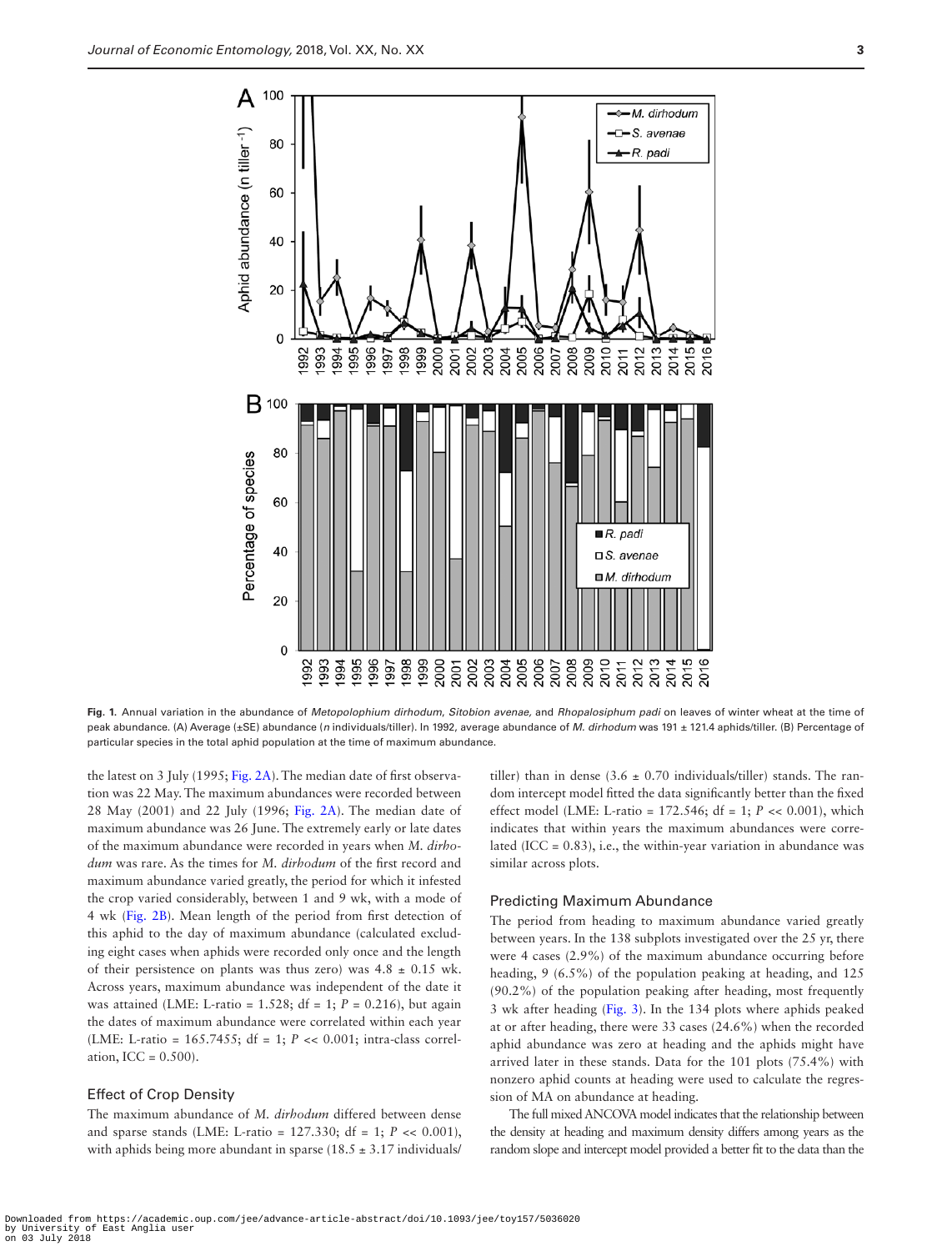Fig. 1. Annual variation in the abundance of *Metopolophium dirhodum*, *Sitobion avenae*, and *Rhopalosiphum padi* on leaves of winter wheat at the time of peak abundance. (A) Average (±SE) abundance (*n* individuals/tiller). In 1992, average abundance of *M. dirhodum* was 191 ± 121.4 aphids/tiller. (B) Percentage of particular species in the total aphid population at the time of maximum abundance.

the latest on 3 July (1995; Fig. 2A). The median date of first observation was 22 May. The maximum abundances were recorded between 28 May (2001) and 22 July (1996; Fig. 2A). The median date of maximum abundance was 26 June. The extremely early or late dates of the maximum abundance were recorded in years when *M. dirhodum* was rare. As the times for *M. dirhodum* of the first record and maximum abundance varied greatly, the period for which it infested the crop varied considerably, between 1 and 9 wk, with a mode of 4 wk (Fig. 2B). Mean length of the period from first detection of this aphid to the day of maximum abundance (calculated excluding eight cases when aphids were recorded only once and the length of their persistence on plants was thus zero) was 4.8 ± 0.15 wk. Across years, maximum abundance was independent of the date it was attained (LME: L-ratio = 1.528; df = 1; $P$ = 0.216), but again the dates of maximum abundance were correlated within each year (LME: L-ratio = 165.7455; df = 1; $P$ << 0.001; intra-class correlation, ICC = 0.500).

### Effect of Crop Density

The maximum abundance of *M. dirhodum* differed between dense and sparse stands (LME: L-ratio = 127.330; df = 1; $P$ << 0.001), with aphids being more abundant in sparse (18.5 ± 3.17 individuals/tiller) than in dense (3.6 ± 0.70 individuals/tiller) stands. The random intercept model fitted the data significantly better than the fixed effect model (LME: L-ratio = 172.546; df = 1; $P$ << 0.001), which indicates that within years the maximum abundances were correlated (ICC = 0.83), i.e., the within-year variation in abundance was similar across plots.

### Predicting Maximum Abundance

The period from heading to maximum abundance varied greatly between years. In the 138 subplots investigated over the 25 yr, there were 4 cases (2.9%) of the maximum abundance occurring before heading, 9 (6.5%) of the population peaking at heading, and 125 (90.2%) of the population peaking after heading, most frequently 3 wk after heading (Fig. 3). In the 134 plots where aphids peaked at or after heading, there were 33 cases (24.6%) when the recorded aphid abundance was zero at heading and the aphids might have arrived later in these stands. Data for the 101 plots (75.4%) with nonzero aphid counts at heading were used to calculate the regression of MA on abundance at heading.

The full mixed ANCOVA model indicates that the relationship between the density at heading and maximum density differs among years as the random slope and intercept model provided a better fit to the data than the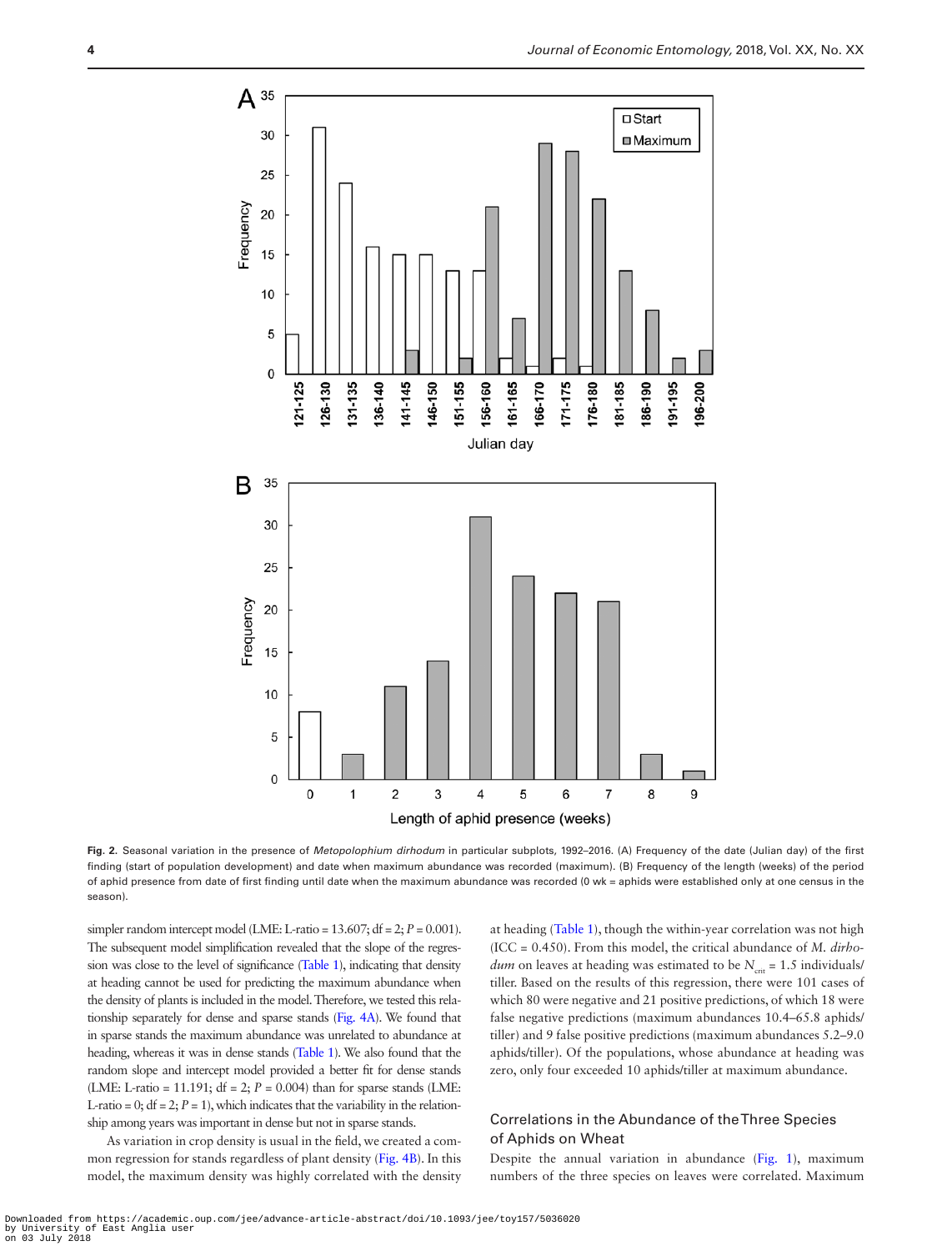Fig. 2. Seasonal variation in the presence of *Metopolophium dirhodum* in particular subplots, 1992–2016. (A) Frequency of the date (Julian day) of the first finding (start of population development) and date when maximum abundance was recorded (maximum). (B) Frequency of the length (weeks) of the period of aphid presence from date of first finding until date when the maximum abundance was recorded (0 wk = aphids were established only at one census in the season).

simpler random intercept model (LME: L-ratio = 13.607; df = 2; $P = 0.001$). The subsequent model simplification revealed that the slope of the regression was close to the level of significance (Table 1), indicating that density at heading cannot be used for predicting the maximum abundance when the density of plants is included in the model. Therefore, we tested this relationship separately for dense and sparse stands (Fig. 4A). We found that in sparse stands the maximum abundance was unrelated to abundance at heading, whereas it was in dense stands (Table 1). We also found that the random slope and intercept model provided a better fit for dense stands (LME: L-ratio = 11.191; df = 2; $P = 0.004$) than for sparse stands (LME: L-ratio = 0; df = 2; $P = 1$), which indicates that the variability in the relationship among years was important in dense but not in sparse stands.

As variation in crop density is usual in the field, we created a common regression for stands regardless of plant density (Fig. 4B). In this model, the maximum density was highly correlated with the density at heading (Table 1), though the within-year correlation was not high (ICC = 0.450). From this model, the critical abundance of *M. dirhodum* on leaves at heading was estimated to be $N_{crit} = 1.5$ individuals/tiller. Based on the results of this regression, there were 101 cases of which 80 were negative and 21 positive predictions, of which 18 were false negative predictions (maximum abundances 10.4–65.8 aphids/tiller) and 9 false positive predictions (maximum abundances 5.2–9.0 aphids/tiller). Of the populations, whose abundance at heading was zero, only four exceeded 10 aphids/tiller at maximum abundance.

## Correlations in the Abundance of the Three Species of Aphids on Wheat

Despite the annual variation in abundance (Fig. 1), maximum numbers of the three species on leaves were correlated. Maximum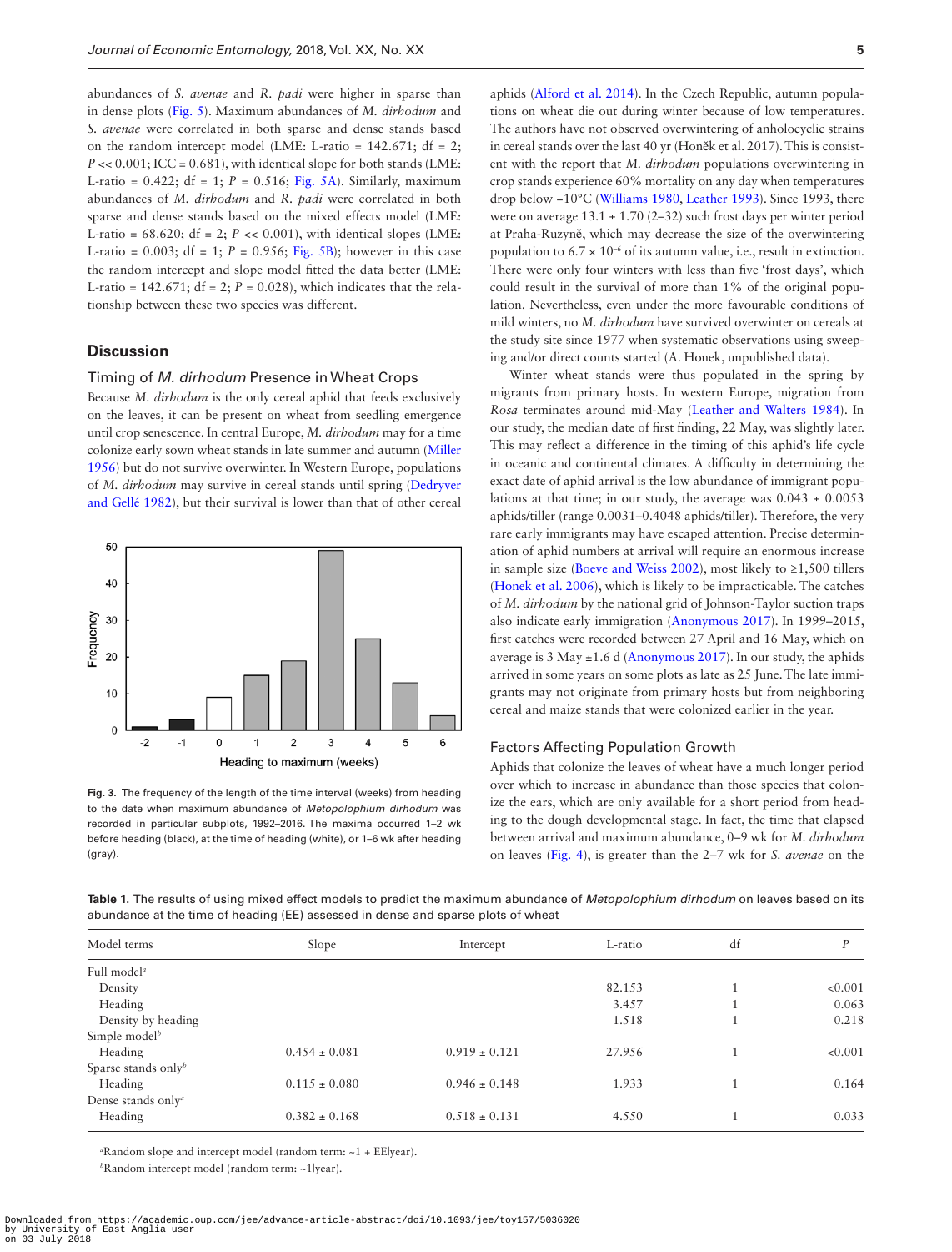abundances of *S. avenae* and *R. padi* were higher in sparse than in dense plots (Fig. 5). Maximum abundances of *M. dirhodum* and *S. avenae* were correlated in both sparse and dense stands based on the random intercept model (LME: L-ratio = 142.671; df = 2; $P << 0.001$; ICC = 0.681), with identical slope for both stands (LME: L-ratio = 0.422; df = 1; $P = 0.516$; Fig. 5A). Similarly, maximum abundances of *M. dirhodum* and *R. padi* were correlated in both sparse and dense stands based on the mixed effects model (LME: L-ratio = 68.620; df = 2; $P << 0.001$), with identical slopes (LME: L-ratio = 0.003; df = 1; $P = 0.956$; Fig. 5B); however in this case the random intercept and slope model fitted the data better (LME: L-ratio = 142.671; df = 2; $P = 0.028$), which indicates that the relationship between these two species was different.

## Discussion

### Timing of *M. dirhodum* Presence in Wheat Crops

Because *M. dirhodum* is the only cereal aphid that feeds exclusively on the leaves, it can be present on wheat from seedling emergence until crop senescence. In central Europe, *M. dirhodum* may for a time colonize early sown wheat stands in late summer and autumn (Miller 1956) but do not survive overwinter. In Western Europe, populations of *M. dirhodum* may survive in cereal stands until spring (Dedryver and Gellé 1982), but their survival is lower than that of other cereal aphids (Alford et al. 2014). In the Czech Republic, autumn populations on wheat die out during winter because of low temperatures. The authors have not observed overwintering of anholocyclic strains in cereal stands over the last 40 yr (Honěk et al. 2017). This is consistent with the report that *M. dirhodum* populations overwintering in crop stands experience 60% mortality on any day when temperatures drop below −10°C (Williams 1980, Leather 1993). Since 1993, there were on average 13.1 ± 1.70 (2–32) such frost days per winter period at Praha-Ruzyně, which may decrease the size of the overwintering population to $6.7 \times 10^{-6}$ of its autumn value, i.e., result in extinction. There were only four winters with less than five 'frost days', which could result in the survival of more than 1% of the original population. Nevertheless, even under the more favourable conditions of mild winters, no *M. dirhodum* have survived overwinter on cereals at the study site since 1977 when systematic observations using sweeping and/or direct counts started (A. Honek, unpublished data).

Fig. 3. The frequency of the length of the time interval (weeks) from heading to the date when maximum abundance of *Metopolophium dirhodum* was recorded in particular subplots, 1992–2016. The maxima occurred 1–2 wk before heading (black), at the time of heading (white), or 1–6 wk after heading (gray).

Winter wheat stands were thus populated in the spring by migrants from primary hosts. In western Europe, migration from *Rosa* terminates around mid-May (Leather and Walters 1984). In our study, the median date of first finding, 22 May, was slightly later. This may reflect a difference in the timing of this aphid's life cycle in oceanic and continental climates. A difficulty in determining the exact date of aphid arrival is the low abundance of immigrant populations at that time; in our study, the average was 0.043 ± 0.0053 aphids/tiller (range 0.0031–0.4048 aphids/tiller). Therefore, the very rare early immigrants may have escaped attention. Precise determination of aphid numbers at arrival will require an enormous increase in sample size (Boeve and Weiss 2002), most likely to ≥1,500 tillers (Honek et al. 2006), which is likely to be impracticable. The catches of *M. dirhodum* by the national grid of Johnson-Taylor suction traps also indicate early immigration (Anonymous 2017). In 1999–2015, first catches were recorded between 27 April and 16 May, which on average is 3 May ±1.6 d (Anonymous 2017). In our study, the aphids arrived in some years on some plots as late as 25 June. The late immigrants may not originate from primary hosts but from neighboring cereal and maize stands that were colonized earlier in the year.

### Factors Affecting Population Growth

Aphids that colonize the leaves of wheat have a much longer period over which to increase in abundance than those species that colonize the ears, which are only available for a short period from heading to the dough developmental stage. In fact, the time that elapsed between arrival and maximum abundance, 0–9 wk for *M. dirhodum* on leaves (Fig. 4), is greater than the 2–7 wk for *S. avenae* on the

Table 1. The results of using mixed effect models to predict the maximum abundance of *Metopolophium dirhodum* on leaves based on its abundance at the time of heading (EE) assessed in dense and sparse plots of wheat

| Model terms | Slope | Intercept | L-ratio | df | *P* |
|---|---|---|---|---|---|
| Full model[a] | | | | | |
| Density | | | 82.153 | 1 | <0.001 |
| Heading | | | 3.457 | 1 | 0.063 |
| Density by heading | | | 1.518 | 1 | 0.218 |
| Simple model[b] | | | | | |
| Heading | 0.454 ± 0.081 | 0.919 ± 0.121 | 27.956 | 1 | <0.001 |
| Sparse stands only[b] | | | | | |
| Heading | 0.115 ± 0.080 | 0.946 ± 0.148 | 1.933 | 1 | 0.164 |
| Dense stands only[a] | | | | | |
| Heading | 0.382 ± 0.168 | 0.518 ± 0.131 | 4.550 | 1 | 0.033 |

[a]Random slope and intercept model (random term: ~1 + EE|year).

[b]Random intercept model (random term: ~1|year).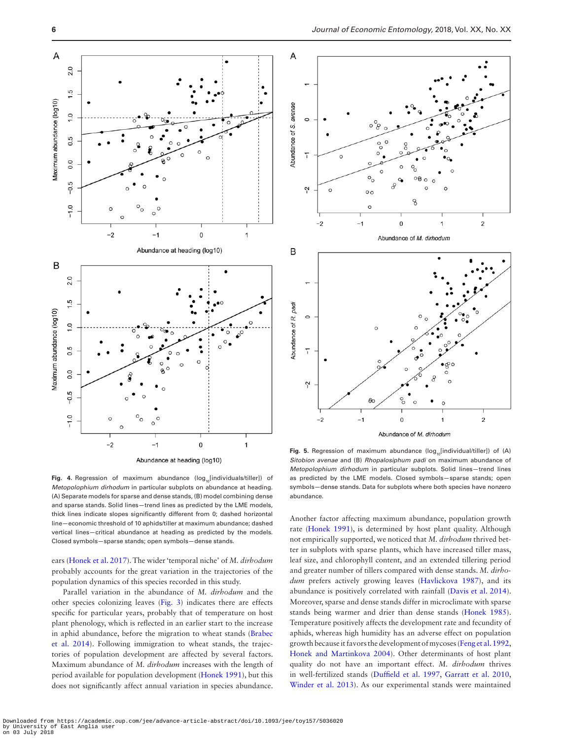**Fig. 4.** Regression of maximum abundance ($\log_{10}$[individuals/tiller]) of *Metopolophium dirhodum* in particular subplots on abundance at heading. (A) Separate models for sparse and dense stands, (B) model combining dense and sparse stands. Solid lines—trend lines as predicted by the LME models, thick lines indicate slopes significantly different from 0; dashed horizontal line—economic threshold of 10 aphids/tiller at maximum abundance; dashed vertical lines—critical abundance at heading as predicted by the models. Closed symbols—sparse stands; open symbols—dense stands.

ears (Honek et al. 2017). The wider 'temporal niche' of *M. dirhodum* probably accounts for the great variation in the trajectories of the population dynamics of this species recorded in this study.

Parallel variation in the abundance of *M. dirhodum* and the other species colonizing leaves (Fig. 3) indicates there are effects specific for particular years, probably that of temperature on host plant phenology, which is reflected in an earlier start to the increase in aphid abundance, before the migration to wheat stands (Brabec et al. 2014). Following immigration to wheat stands, the trajectories of population development are affected by several factors. Maximum abundance of *M. dirhodum* increases with the length of period available for population development (Honek 1991), but this does not significantly affect annual variation in species abundance.

**Fig. 5.** Regression of maximum abundance ($\log_{10}$[individual/tiller]) of (A) *Sitobion avenae* and (B) *Rhopalosiphum padi* on maximum abundance of *Metopolophium dirhodum* in particular subplots. Solid lines—trend lines as predicted by the LME models. Closed symbols—sparse stands; open symbols—dense stands. Data for subplots where both species have nonzero abundance.

Another factor affecting maximum abundance, population growth rate (Honek 1991), is determined by host plant quality. Although not empirically supported, we noticed that *M. dirhodum* thrived better in subplots with sparse plants, which have increased tiller mass, leaf size, and chlorophyll content, and an extended tillering period and greater number of tillers compared with dense stands. *M. dirhodum* prefers actively growing leaves (Havlickova 1987), and its abundance is positively correlated with rainfall (Davis et al. 2014). Moreover, sparse and dense stands differ in microclimate with sparse stands being warmer and drier than dense stands (Honek 1985). Temperature positively affects the development rate and fecundity of aphids, whereas high humidity has an adverse effect on population growth because it favors the development of mycoses (Feng et al. 1992, Honek and Martinkova 2004). Other determinants of host plant quality do not have an important effect. *M. dirhodum* thrives in well-fertilized stands (Duffield et al. 1997, Garratt et al. 2010, Winder et al. 2013). As our experimental stands were maintained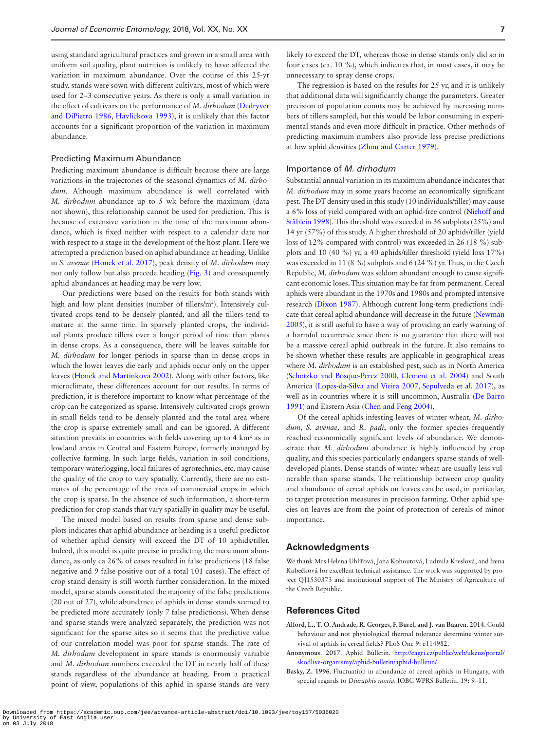using standard agricultural practices and grown in a small area with uniform soil quality, plant nutrition is unlikely to have affected the variation in maximum abundance. Over the course of this 25-yr study, stands were sown with different cultivars, most of which were used for 2–3 consecutive years. As there is only a small variation in the effect of cultivars on the performance of *M. dirhodum* (Dedryver and DiPietro 1986, Havlickova 1993), it is unlikely that this factor accounts for a significant proportion of the variation in maximum abundance.

### Predicting Maximum Abundance

Predicting maximum abundance is difficult because there are large variations in the trajectories of the seasonal dynamics of *M. dirhodum*. Although maximum abundance is well correlated with *M. dirhodum* abundance up to 5 wk before the maximum (data not shown), this relationship cannot be used for prediction. This is because of extensive variation in the time of the maximum abundance, which is fixed neither with respect to a calendar date nor with respect to a stage in the development of the host plant. Here we attempted a prediction based on aphid abundance at heading. Unlike in *S. avenae* (Honek et al. 2017), peak density of *M. dirhodum* may not only follow but also precede heading (Fig. 3) and consequently aphid abundances at heading may be very low.

Our predictions were based on the results for both stands with high and low plant densities (number of tillers/m$^2$). Intensively cultivated crops tend to be densely planted, and all the tillers tend to mature at the same time. In sparsely planted crops, the individual plants produce tillers over a longer period of time than plants in dense crops. As a consequence, there will be leaves suitable for *M. dirhodum* for longer periods in sparse than in dense crops in which the lower leaves die early and aphids occur only on the upper leaves (Honek and Martinkova 2002). Along with other factors, like microclimate, these differences account for our results. In terms of prediction, it is therefore important to know what percentage of the crop can be categorized as sparse. Intensively cultivated crops grown in small fields tend to be densely planted and the total area where the crop is sparse extremely small and can be ignored. A different situation prevails in countries with fields covering up to 4 km$^2$ as in lowland areas in Central and Eastern Europe, formerly managed by collective farming. In such large fields, variation in soil conditions, temporary waterlogging, local failures of agrotechnics, etc. may cause the quality of the crop to vary spatially. Currently, there are no estimates of the percentage of the area of commercial crops in which the crop is sparse. In the absence of such information, a short-term prediction for crop stands that vary spatially in quality may be useful.

The mixed model based on results from sparse and dense subplots indicates that aphid abundance at heading is a useful predictor of whether aphid density will exceed the DT of 10 aphids/tiller. Indeed, this model is quite precise in predicting the maximum abundance, as only ca 26% of cases resulted in false predictions (18 false negative and 9 false positive out of a total 101 cases). The effect of crop stand density is still worth further consideration. In the mixed model, sparse stands constituted the majority of the false predictions (20 out of 27), while abundance of aphids in dense stands seemed to be predicted more accurately (only 7 false predictions). When dense and sparse stands were analyzed separately, the prediction was not significant for the sparse sites so it seems that the predictive value of our correlation model was poor for sparse stands. The rate of *M. dirhodum* development in spare stands is enormously variable and *M. dirhodum* numbers exceeded the DT in nearly half of these stands regardless of the abundance at heading. From a practical point of view, populations of this aphid in sparse stands are very likely to exceed the DT, whereas those in dense stands only did so in four cases (ca. 10 %), which indicates that, in most cases, it may be unnecessary to spray dense crops.

The regression is based on the results for 25 yr, and it is unlikely that additional data will significantly change the parameters. Greater precision of population counts may be achieved by increasing numbers of tillers sampled, but this would be labor consuming in experimental stands and even more difficult in practice. Other methods of predicting maximum numbers also provide less precise predictions at low aphid densities (Zhou and Carter 1979).

### Importance of *M. dirhodum*

Substantial annual variation in its maximum abundance indicates that *M. dirhodum* may in some years become an economically significant pest. The DT density used in this study (10 individuals/tiller) may cause a 6% loss of yield compared with an aphid-free control (Niehoff and Stäblein 1998). This threshold was exceeded in 36 subplots (25%) and 14 yr (57%) of this study. A higher threshold of 20 aphids/tiller (yield loss of 12% compared with control) was exceeded in 26 (18 %) subplots and 10 (40 %) yr, a 40 aphids/tiller threshold (yield loss 17%) was exceeded in 11 (8 %) subplots and 6 (24 %) yr. Thus, in the Czech Republic, *M. dirhodum* was seldom abundant enough to cause significant economic loses. This situation may be far from permanent. Cereal aphids were abundant in the 1970s and 1980s and prompted intensive research (Dixon 1987). Although current long-term predictions indicate that cereal aphid abundance will decrease in the future (Newman 2005), it is still useful to have a way of providing an early warning of a harmful occurrence since there is no guarantee that there will not be a massive cereal aphid outbreak in the future. It also remains to be shown whether these results are applicable in geographical areas where *M. dirhodum* is an established pest, such as in North America (Schotzko and Bosque-Perez 2000, Clement et al. 2004) and South America (Lopes-da-Silva and Vieira 2007, Sepulveda et al. 2017), as well as in countries where it is still uncommon, Australia (De Barro 1991) and Eastern Asia (Chen and Feng 2004).

Of the cereal aphids infesting leaves of winter wheat, *M. dirhodum, S. avenae,* and *R. padi*, only the former species frequently reached economically significant levels of abundance. We demonstrate that *M. dirhodum* abundance is highly influenced by crop quality, and this species particularly endangers sparse stands of well-developed plants. Dense stands of winter wheat are usually less vulnerable than sparse stands. The relationship between crop quality and abundance of cereal aphids on leaves can be used, in particular, to target protection measures in precision farming. Other aphid species on leaves are from the point of protection of cereals of minor importance.

## Acknowledgments

We thank Mrs Helena Uhlířová, Jana Kohoutová, Ludmila Kreslová, and Irena Kubečková for excellent technical assistance. The work was supported by project QJ1530373 and institutional support of The Ministry of Agriculture of the Czech Republic.

## References Cited

**Alford, L., T. O. Andrade, R. Georges, F. Burel, and J. van Baaren**. **2014**. Could behaviour and not physiological thermal tolerance determine winter survival of aphids in cereal fields? PLoS One 9: e114982.

**Anonymous**. **2017**. Aphid Bulletin. http://eagri.cz/public/web/ukzuz/portal/skodlive-organismy/aphid-bulletin/aphid-bulletin/

**Basky, Z. 1996**. Fluctuation in abundance of cereal aphids in Hungary, with special regards to *Diuraphis noxia*. IOBC WPRS Bulletin. 19: 9–11.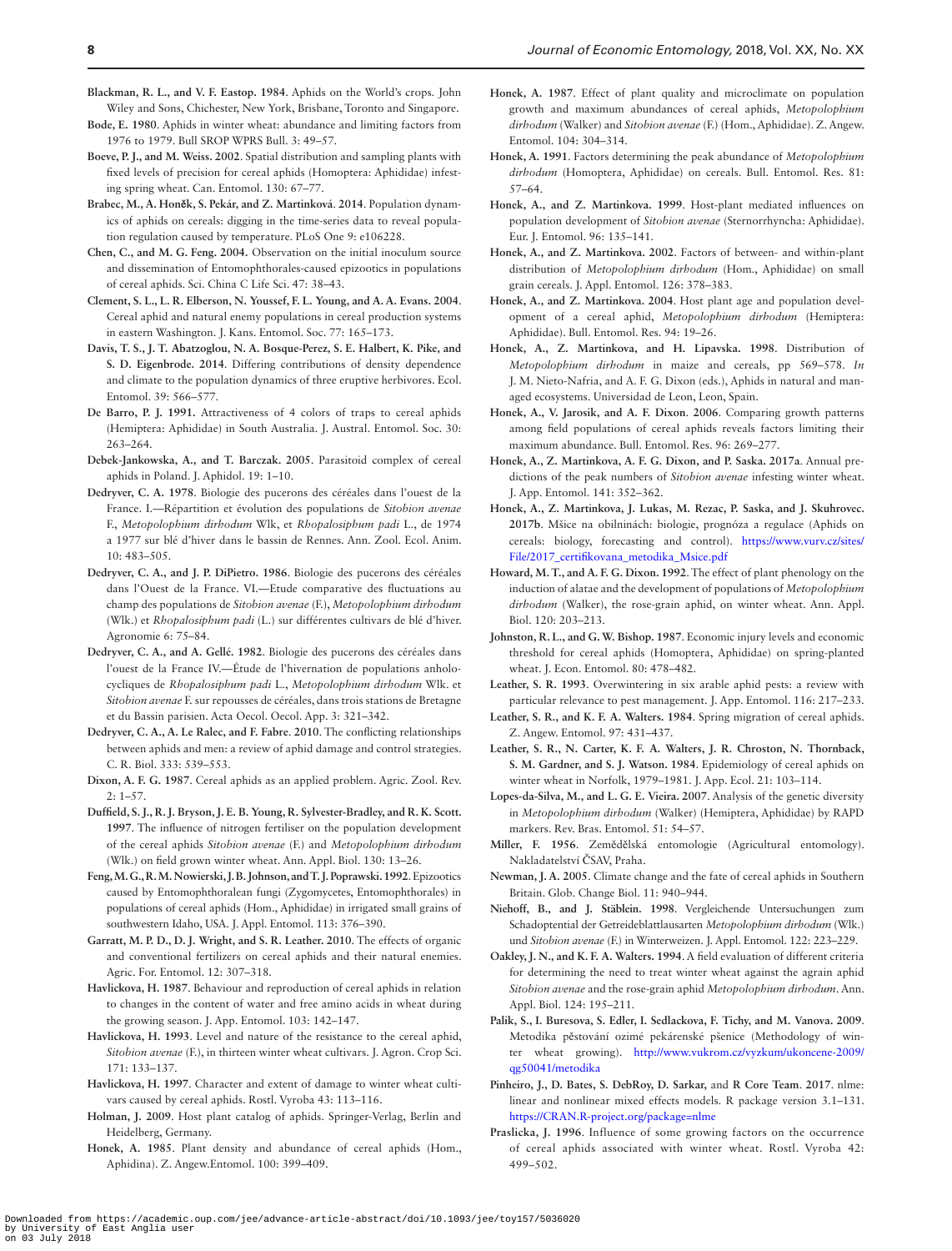**Blackman, R. L., and V. F. Eastop. 1984**. Aphids on the World's crops. John Wiley and Sons, Chichester, New York, Brisbane, Toronto and Singapore.

**Bode, E. 1980**. Aphids in winter wheat: abundance and limiting factors from 1976 to 1979. Bull SROP WPRS Bull. 3: 49–57.

**Boeve, P. J., and M. Weiss. 2002**. Spatial distribution and sampling plants with fixed levels of precision for cereal aphids (Homoptera: Aphididae) infesting spring wheat. Can. Entomol. 130: 67–77.

**Brabec, M., A. Honěk, S. Pekár, and Z. Martinková. 2014**. Population dynamics of aphids on cereals: digging in the time-series data to reveal population regulation caused by temperature. PLoS One 9: e106228.

**Chen, C., and M. G. Feng. 2004.** Observation on the initial inoculum source and dissemination of Entomophthorales-caused epizootics in populations of cereal aphids. Sci. China C Life Sci. 47: 38–43.

**Clement, S. L., L. R. Elberson, N. Youssef, F. L. Young, and A. A. Evans. 2004**. Cereal aphid and natural enemy populations in cereal production systems in eastern Washington. J. Kans. Entomol. Soc. 77: 165–173.

**Davis, T. S., J. T. Abatzoglou, N. A. Bosque-Perez, S. E. Halbert, K. Pike, and S. D. Eigenbrode. 2014**. Differing contributions of density dependence and climate to the population dynamics of three eruptive herbivores. Ecol. Entomol. 39: 566–577.

**De Barro, P. J. 1991.** Attractiveness of 4 colors of traps to cereal aphids (Hemiptera: Aphididae) in South Australia. J. Austral. Entomol. Soc. 30: 263–264.

**Debek-Jankowska, A., and T. Barczak. 2005**. Parasitoid complex of cereal aphids in Poland. J. Aphidol. 19: 1–10.

**Dedryver, C. A. 1978**. Biologie des pucerons des céréales dans l'ouest de la France. I.—Répartition et évolution des populations de *Sitobion avenae* F., *Metopolophium dirhodum* Wlk, et *Rhopalosiphum padi* L., de 1974 a 1977 sur blé d'hiver dans le bassin de Rennes. Ann. Zool. Ecol. Anim. 10: 483–505.

**Dedryver, C. A., and J. P. DiPietro. 1986**. Biologie des pucerons des céréales dans l'Ouest de la France. VI.—Etude comparative des fluctuations au champ des populations de *Sitobion avenae* (F.), *Metopolophium dirhodum* (Wlk.) et *Rhopalosiphum padi* (L.) sur différentes cultivars de blé d'hiver. Agronomie 6: 75–84.

**Dedryver, C. A., and A. Gellé. 1982**. Biologie des pucerons des céréales dans l'ouest de la France IV.—Étude de l'hivernation de populations anholocycliques de *Rhopalosiphum padi* L., *Metopolophium dirhodum* Wlk. et *Sitobion avenae* F. sur repousses de céréales, dans trois stations de Bretagne et du Bassin parisien. Acta Oecol. Oecol. App. 3: 321–342.

**Dedryver, C. A., A. Le Ralec, and F. Fabre. 2010**. The conflicting relationships between aphids and men: a review of aphid damage and control strategies. C. R. Biol. 333: 539–553.

**Dixon, A. F. G. 1987**. Cereal aphids as an applied problem. Agric. Zool. Rev. 2: 1–57.

**Duffield, S. J., R. J. Bryson, J. E. B. Young, R. Sylvester-Bradley, and R. K. Scott. 1997**. The influence of nitrogen fertiliser on the population development of the cereal aphids *Sitobion avenae* (F.) and *Metopolophium dirhodum* (Wlk.) on field grown winter wheat. Ann. Appl. Biol. 130: 13–26.

**Feng, M. G., R. M. Nowierski, J. B. Johnson, and T. J. Poprawski. 1992**. Epizootics caused by Entomophthoralean fungi (Zygomycetes, Entomophthorales) in populations of cereal aphids (Hom., Aphididae) in irrigated small grains of southwestern Idaho, USA. J. Appl. Entomol. 113: 376–390.

**Garratt, M. P. D., D. J. Wright, and S. R. Leather. 2010**. The effects of organic and conventional fertilizers on cereal aphids and their natural enemies. Agric. For. Entomol. 12: 307–318.

**Havlickova, H. 1987**. Behaviour and reproduction of cereal aphids in relation to changes in the content of water and free amino acids in wheat during the growing season. J. App. Entomol. 103: 142–147.

**Havlickova, H. 1993**. Level and nature of the resistance to the cereal aphid, *Sitobion avenae* (F.), in thirteen winter wheat cultivars. J. Agron. Crop Sci. 171: 133–137.

**Havlickova, H. 1997**. Character and extent of damage to winter wheat cultivars caused by cereal aphids. Rostl. Vyroba 43: 113–116.

**Holman, J. 2009**. Host plant catalog of aphids. Springer-Verlag, Berlin and Heidelberg, Germany.

**Honek, A. 1985**. Plant density and abundance of cereal aphids (Hom., Aphidina). Z. Angew.Entomol. 100: 399–409.

**Honek, A. 1987**. Effect of plant quality and microclimate on population growth and maximum abundances of cereal aphids, *Metopolophium dirhodum* (Walker) and *Sitobion avenae* (F.) (Hom., Aphididae). Z. Angew. Entomol. 104: 304–314.

**Honek, A. 1991**. Factors determining the peak abundance of *Metopolophium dirhodum* (Homoptera, Aphididae) on cereals. Bull. Entomol. Res. 81: 57–64.

**Honek, A., and Z. Martinkova. 1999**. Host-plant mediated influences on population development of *Sitobion avenae* (Sternorrhyncha: Aphididae). Eur. J. Entomol. 96: 135–141.

**Honek, A., and Z. Martinkova. 2002**. Factors of between- and within-plant distribution of *Metopolophium dirhodum* (Hom., Aphididae) on small grain cereals. J. Appl. Entomol. 126: 378–383.

**Honek, A., and Z. Martinkova. 2004**. Host plant age and population development of a cereal aphid, *Metopolophium dirhodum* (Hemiptera: Aphididae). Bull. Entomol. Res. 94: 19–26.

**Honek, A., Z. Martinkova, and H. Lipavska. 1998**. Distribution of *Metopolophium dirhodum* in maize and cereals, pp 569–578. *In* J. M. Nieto-Nafria, and A. F. G. Dixon (eds.), Aphids in natural and managed ecosystems. Universidad de Leon, Leon, Spain.

**Honek, A., V. Jarosik, and A. F. Dixon. 2006**. Comparing growth patterns among field populations of cereal aphids reveals factors limiting their maximum abundance. Bull. Entomol. Res. 96: 269–277.

**Honek, A., Z. Martinkova, A. F. G. Dixon, and P. Saska. 2017a**. Annual predictions of the peak numbers of *Sitobion avenae* infesting winter wheat. J. App. Entomol. 141: 352–362.

**Honek, A., Z. Martinkova, J. Lukas, M. Rezac, P. Saska, and J. Skuhrovec. 2017b**. Mšice na obilninách: biologie, prognóza a regulace (Aphids on cereals: biology, forecasting and control). https://www.vurv.cz/sites/File/2017_certifikovana_metodika_Msice.pdf

**Howard, M. T., and A. F. G. Dixon. 1992**. The effect of plant phenology on the induction of alatae and the development of populations of *Metopolophium dirhodum* (Walker), the rose-grain aphid, on winter wheat. Ann. Appl. Biol. 120: 203–213.

**Johnston, R. L., and G. W. Bishop. 1987**. Economic injury levels and economic threshold for cereal aphids (Homoptera, Aphididae) on spring-planted wheat. J. Econ. Entomol. 80: 478–482.

**Leather, S. R. 1993**. Overwintering in six arable aphid pests: a review with particular relevance to pest management. J. App. Entomol. 116: 217–233.

**Leather, S. R., and K. F. A. Walters. 1984**. Spring migration of cereal aphids. Z. Angew. Entomol. 97: 431–437.

**Leather, S. R., N. Carter, K. F. A. Walters, J. R. Chroston, N. Thornback, S. M. Gardner, and S. J. Watson. 1984**. Epidemiology of cereal aphids on winter wheat in Norfolk, 1979–1981. J. App. Ecol. 21: 103–114.

**Lopes-da-Silva, M., and L. G. E. Vieira. 2007**. Analysis of the genetic diversity in *Metopolophium dirhodum* (Walker) (Hemiptera, Aphididae) by RAPD markers. Rev. Bras. Entomol. 51: 54–57.

**Miller, F. 1956**. Zemědělská entomologie (Agricultural entomology). Nakladatelství ČSAV, Praha.

**Newman, J. A. 2005**. Climate change and the fate of cereal aphids in Southern Britain. Glob. Change Biol. 11: 940–944.

**Niehoff, B., and J. Stäblein. 1998**. Vergleichende Untersuchungen zum Schadoptential der Getreideblattlausarten *Metopolophium dirhodum* (Wlk.) und *Sitobion avenae* (F.) in Winterweizen. J. Appl. Entomol. 122: 223–229.

**Oakley, J. N., and K. F. A. Walters. 1994**. A field evaluation of different criteria for determining the need to treat winter wheat against the agrain aphid *Sitobion avenae* and the rose-grain aphid *Metopolophium dirhodum*. Ann. Appl. Biol. 124: 195–211.

**Palik, S., I. Buresova, S. Edler, I. Sedlackova, F. Tichy, and M. Vanova. 2009**. Metodika pěstování ozimé pekárenské pšenice (Methodology of winter wheat growing). http://www.vukrom.cz/vyzkum/ukoncene-2009/qg50041/metodika

**Pinheiro, J., D. Bates, S. DebRoy, D. Sarkar,** and **R Core Team. 2017**. nlme: linear and nonlinear mixed effects models. R package version 3.1–131. https://CRAN.R-project.org/package=nlme

**Praslicka, J. 1996**. Influence of some growing factors on the occurrence of cereal aphids associated with winter wheat. Rostl. Vyroba 42: 499–502.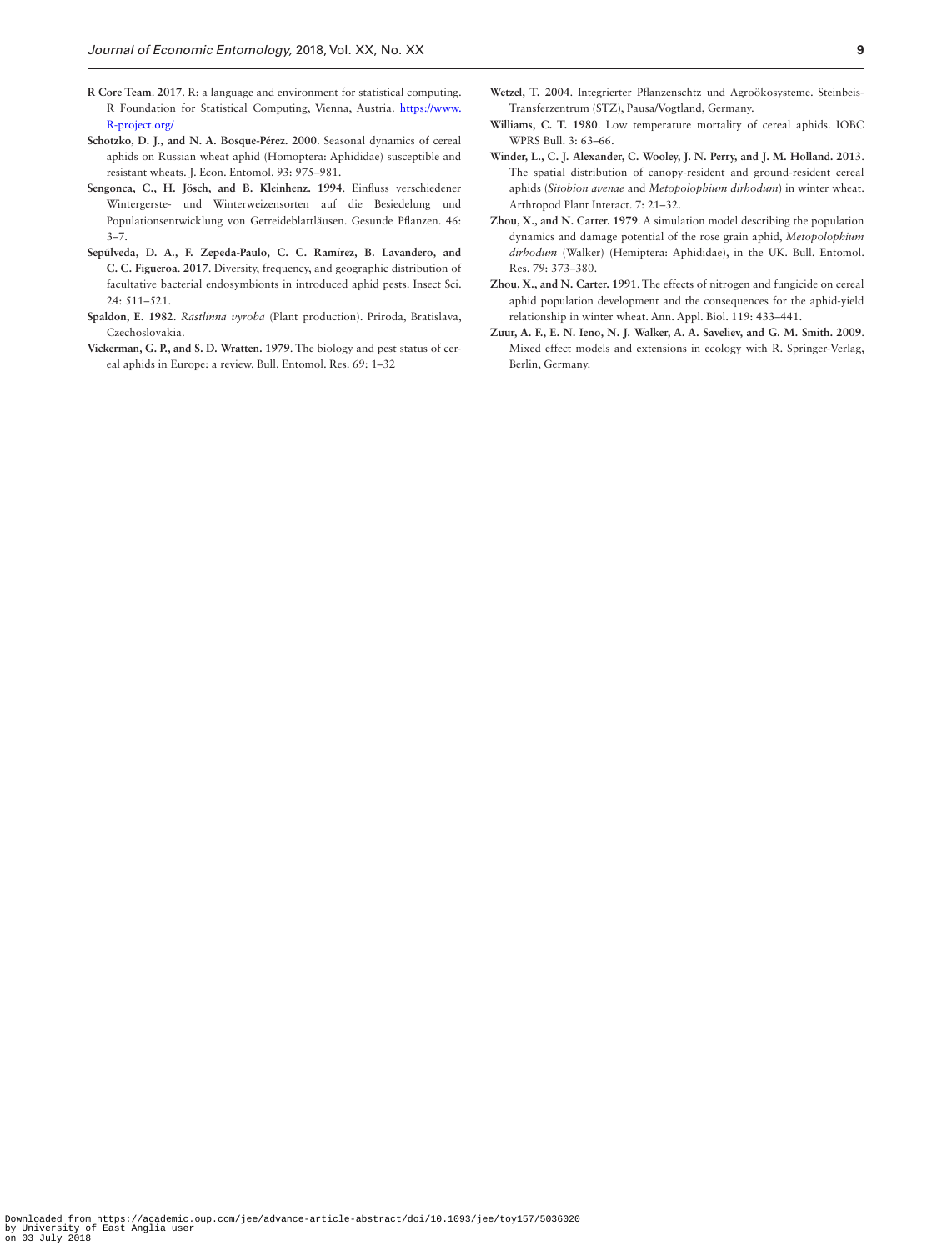**R Core Team. 2017**. R: a language and environment for statistical computing. R Foundation for Statistical Computing, Vienna, Austria. https://www.R-project.org/

**Schotzko, D. J., and N. A. Bosque-Pérez. 2000**. Seasonal dynamics of cereal aphids on Russian wheat aphid (Homoptera: Aphididae) susceptible and resistant wheats. J. Econ. Entomol. 93: 975–981.

**Sengonca, C., H. Jösch, and B. Kleinhenz. 1994**. Einfluss verschiedener Wintergerste- und Winterweizensorten auf die Besiedelung und Populationsentwicklung von Getreideblattläusen. Gesunde Pflanzen. 46: 3–7.

**Sepúlveda, D. A., F. Zepeda-Paulo, C. C. Ramírez, B. Lavandero, and C. C. Figueroa. 2017**. Diversity, frequency, and geographic distribution of facultative bacterial endosymbionts in introduced aphid pests. Insect Sci. 24: 511–521.

**Spaldon, E. 1982**. *Rastlinna vyroba* (Plant production). Priroda, Bratislava, Czechoslovakia.

**Vickerman, G. P., and S. D. Wratten. 1979**. The biology and pest status of cereal aphids in Europe: a review. Bull. Entomol. Res. 69: 1–32

**Wetzel, T. 2004**. Integrierter Pflanzenschtz und Agroökosysteme. Steinbeis-Transferzentrum (STZ), Pausa/Vogtland, Germany.

**Williams, C. T. 1980**. Low temperature mortality of cereal aphids. IOBC WPRS Bull. 3: 63–66.

**Winder, L., C. J. Alexander, C. Wooley, J. N. Perry, and J. M. Holland. 2013**. The spatial distribution of canopy-resident and ground-resident cereal aphids (*Sitobion avenae* and *Metopolophium dirhodum*) in winter wheat. Arthropod Plant Interact. 7: 21–32.

**Zhou, X., and N. Carter. 1979**. A simulation model describing the population dynamics and damage potential of the rose grain aphid, *Metopolophium dirhodum* (Walker) (Hemiptera: Aphididae), in the UK. Bull. Entomol. Res. 79: 373–380.

**Zhou, X., and N. Carter. 1991**. The effects of nitrogen and fungicide on cereal aphid population development and the consequences for the aphid-yield relationship in winter wheat. Ann. Appl. Biol. 119: 433–441.

**Zuur, A. F., E. N. Ieno, N. J. Walker, A. A. Saveliev, and G. M. Smith. 2009**. Mixed effect models and extensions in ecology with R. Springer-Verlag, Berlin, Germany.